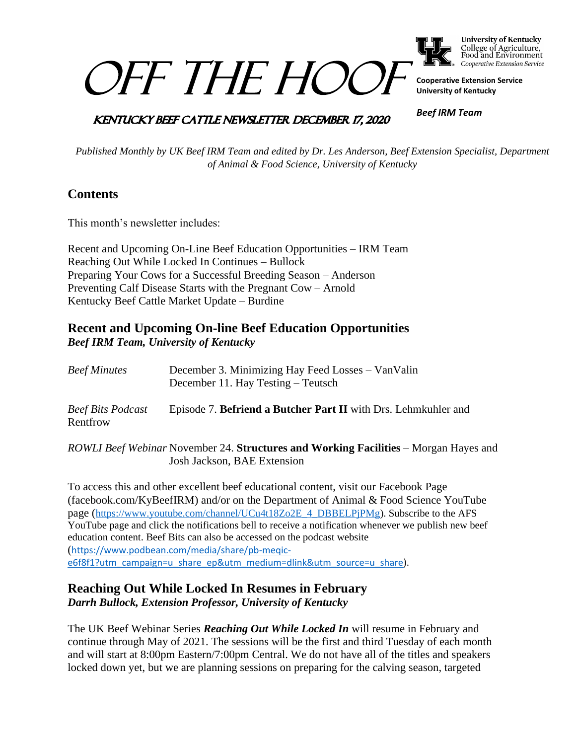# OFF THE HOOF

University of Kentucky
College of Agriculture, Food and Environment
Cooperative Extension Service

**Cooperative Extension Service**
**University of Kentucky**

***Beef IRM Team***

## KENTUCKY BEEF CATTLE NEWSLETTER DECEMBER 17, 2020

*Published Monthly by UK Beef IRM Team and edited by Dr. Les Anderson, Beef Extension Specialist, Department of Animal & Food Science, University of Kentucky*

## Contents

This month's newsletter includes:

Recent and Upcoming On-Line Beef Education Opportunities – IRM Team
Reaching Out While Locked In Continues – Bullock
Preparing Your Cows for a Successful Breeding Season – Anderson
Preventing Calf Disease Starts with the Pregnant Cow – Arnold
Kentucky Beef Cattle Market Update – Burdine

## Recent and Upcoming On-line Beef Education Opportunities

***Beef IRM Team, University of Kentucky***

*Beef Minutes* December 3. Minimizing Hay Feed Losses – VanValin
December 11. Hay Testing – Teutsch

*Beef Bits Podcast* Episode 7. **Befriend a Butcher Part II** with Drs. Lehmkuhler and Rentfrow

*ROWLI Beef Webinar* November 24. **Structures and Working Facilities** – Morgan Hayes and Josh Jackson, BAE Extension

To access this and other excellent beef educational content, visit our Facebook Page (facebook.com/KyBeefIRM) and/or on the Department of Animal & Food Science YouTube page (https://www.youtube.com/channel/UCu4t18Zo2E_4_DBBELPjPMg). Subscribe to the AFS YouTube page and click the notifications bell to receive a notification whenever we publish new beef education content. Beef Bits can also be accessed on the podcast website (https://www.podbean.com/media/share/pb-meqic-e6f8f1?utm_campaign=u_share_ep&utm_medium=dlink&utm_source=u_share).

## Reaching Out While Locked In Resumes in February

***Darrh Bullock, Extension Professor, University of Kentucky***

The UK Beef Webinar Series ***Reaching Out While Locked In*** will resume in February and continue through May of 2021. The sessions will be the first and third Tuesday of each month and will start at 8:00pm Eastern/7:00pm Central. We do not have all of the titles and speakers locked down yet, but we are planning sessions on preparing for the calving season, targeted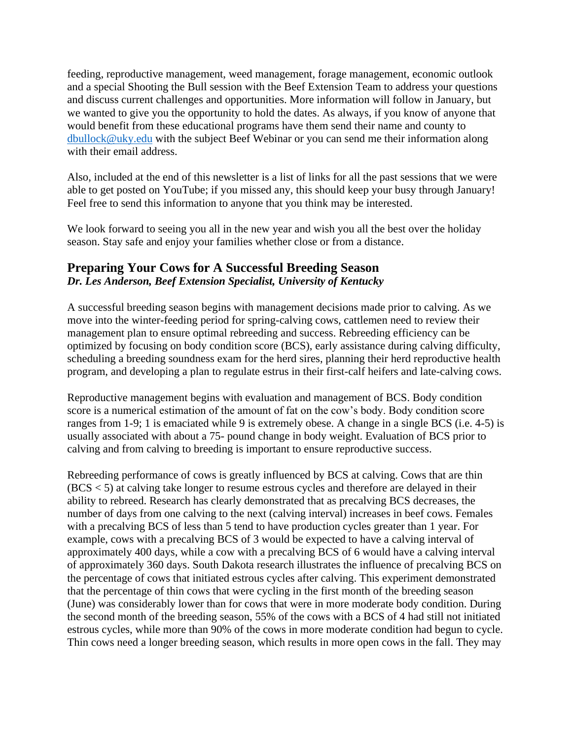feeding, reproductive management, weed management, forage management, economic outlook and a special Shooting the Bull session with the Beef Extension Team to address your questions and discuss current challenges and opportunities. More information will follow in January, but we wanted to give you the opportunity to hold the dates. As always, if you know of anyone that would benefit from these educational programs have them send their name and county to dbullock@uky.edu with the subject Beef Webinar or you can send me their information along with their email address.

Also, included at the end of this newsletter is a list of links for all the past sessions that we were able to get posted on YouTube; if you missed any, this should keep your busy through January! Feel free to send this information to anyone that you think may be interested.

We look forward to seeing you all in the new year and wish you all the best over the holiday season. Stay safe and enjoy your families whether close or from a distance.

## Preparing Your Cows for A Successful Breeding Season

***Dr. Les Anderson, Beef Extension Specialist, University of Kentucky***

A successful breeding season begins with management decisions made prior to calving. As we move into the winter-feeding period for spring-calving cows, cattlemen need to review their management plan to ensure optimal rebreeding and success. Rebreeding efficiency can be optimized by focusing on body condition score (BCS), early assistance during calving difficulty, scheduling a breeding soundness exam for the herd sires, planning their herd reproductive health program, and developing a plan to regulate estrus in their first-calf heifers and late-calving cows.

Reproductive management begins with evaluation and management of BCS. Body condition score is a numerical estimation of the amount of fat on the cow's body. Body condition score ranges from 1-9; 1 is emaciated while 9 is extremely obese. A change in a single BCS (i.e. 4-5) is usually associated with about a 75- pound change in body weight. Evaluation of BCS prior to calving and from calving to breeding is important to ensure reproductive success.

Rebreeding performance of cows is greatly influenced by BCS at calving. Cows that are thin (BCS < 5) at calving take longer to resume estrous cycles and therefore are delayed in their ability to rebreed. Research has clearly demonstrated that as precalving BCS decreases, the number of days from one calving to the next (calving interval) increases in beef cows. Females with a precalving BCS of less than 5 tend to have production cycles greater than 1 year. For example, cows with a precalving BCS of 3 would be expected to have a calving interval of approximately 400 days, while a cow with a precalving BCS of 6 would have a calving interval of approximately 360 days. South Dakota research illustrates the influence of precalving BCS on the percentage of cows that initiated estrous cycles after calving. This experiment demonstrated that the percentage of thin cows that were cycling in the first month of the breeding season (June) was considerably lower than for cows that were in more moderate body condition. During the second month of the breeding season, 55% of the cows with a BCS of 4 had still not initiated estrous cycles, while more than 90% of the cows in more moderate condition had begun to cycle. Thin cows need a longer breeding season, which results in more open cows in the fall. They may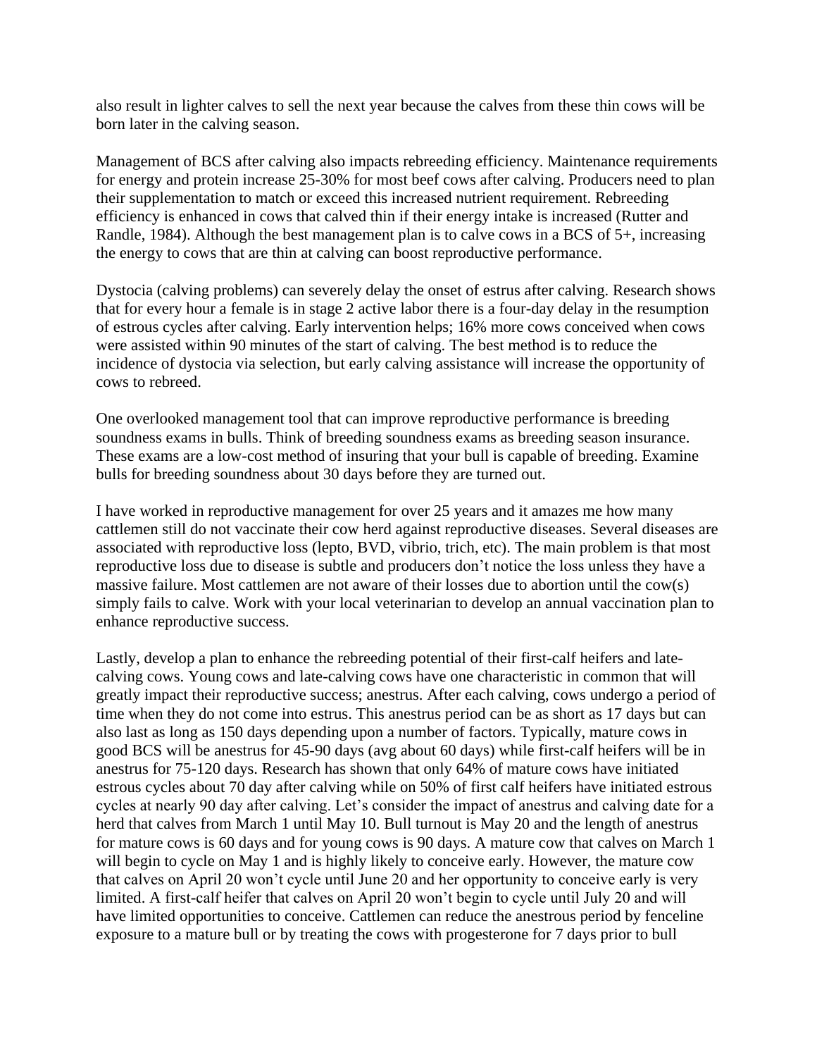also result in lighter calves to sell the next year because the calves from these thin cows will be born later in the calving season.

Management of BCS after calving also impacts rebreeding efficiency. Maintenance requirements for energy and protein increase 25-30% for most beef cows after calving. Producers need to plan their supplementation to match or exceed this increased nutrient requirement. Rebreeding efficiency is enhanced in cows that calved thin if their energy intake is increased (Rutter and Randle, 1984). Although the best management plan is to calve cows in a BCS of 5+, increasing the energy to cows that are thin at calving can boost reproductive performance.

Dystocia (calving problems) can severely delay the onset of estrus after calving. Research shows that for every hour a female is in stage 2 active labor there is a four-day delay in the resumption of estrous cycles after calving. Early intervention helps; 16% more cows conceived when cows were assisted within 90 minutes of the start of calving. The best method is to reduce the incidence of dystocia via selection, but early calving assistance will increase the opportunity of cows to rebreed.

One overlooked management tool that can improve reproductive performance is breeding soundness exams in bulls. Think of breeding soundness exams as breeding season insurance. These exams are a low-cost method of insuring that your bull is capable of breeding. Examine bulls for breeding soundness about 30 days before they are turned out.

I have worked in reproductive management for over 25 years and it amazes me how many cattlemen still do not vaccinate their cow herd against reproductive diseases. Several diseases are associated with reproductive loss (lepto, BVD, vibrio, trich, etc). The main problem is that most reproductive loss due to disease is subtle and producers don't notice the loss unless they have a massive failure. Most cattlemen are not aware of their losses due to abortion until the cow(s) simply fails to calve. Work with your local veterinarian to develop an annual vaccination plan to enhance reproductive success.

Lastly, develop a plan to enhance the rebreeding potential of their first-calf heifers and late-calving cows. Young cows and late-calving cows have one characteristic in common that will greatly impact their reproductive success; anestrus. After each calving, cows undergo a period of time when they do not come into estrus. This anestrus period can be as short as 17 days but can also last as long as 150 days depending upon a number of factors. Typically, mature cows in good BCS will be anestrus for 45-90 days (avg about 60 days) while first-calf heifers will be in anestrus for 75-120 days. Research has shown that only 64% of mature cows have initiated estrous cycles about 70 day after calving while on 50% of first calf heifers have initiated estrous cycles at nearly 90 day after calving. Let's consider the impact of anestrus and calving date for a herd that calves from March 1 until May 10. Bull turnout is May 20 and the length of anestrus for mature cows is 60 days and for young cows is 90 days. A mature cow that calves on March 1 will begin to cycle on May 1 and is highly likely to conceive early. However, the mature cow that calves on April 20 won't cycle until June 20 and her opportunity to conceive early is very limited. A first-calf heifer that calves on April 20 won't begin to cycle until July 20 and will have limited opportunities to conceive. Cattlemen can reduce the anestrous period by fenceline exposure to a mature bull or by treating the cows with progesterone for 7 days prior to bull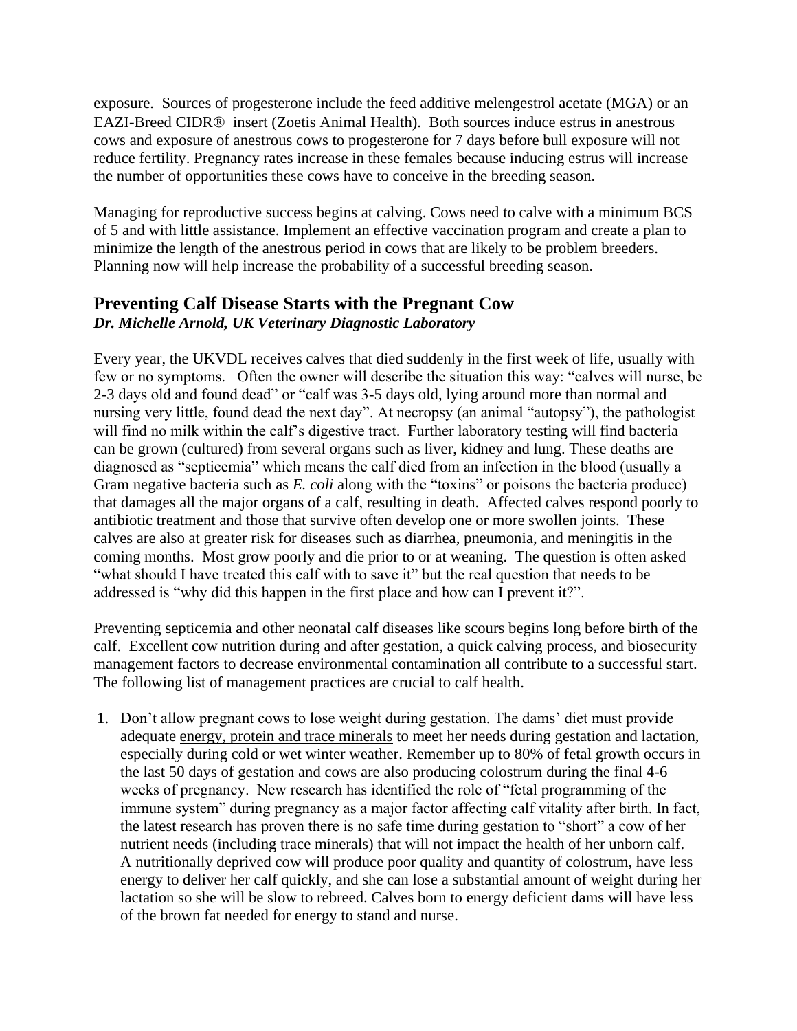exposure. Sources of progesterone include the feed additive melengestrol acetate (MGA) or an EAZI-Breed CIDR® insert (Zoetis Animal Health). Both sources induce estrus in anestrous cows and exposure of anestrous cows to progesterone for 7 days before bull exposure will not reduce fertility. Pregnancy rates increase in these females because inducing estrus will increase the number of opportunities these cows have to conceive in the breeding season.

Managing for reproductive success begins at calving. Cows need to calve with a minimum BCS of 5 and with little assistance. Implement an effective vaccination program and create a plan to minimize the length of the anestrous period in cows that are likely to be problem breeders. Planning now will help increase the probability of a successful breeding season.

## Preventing Calf Disease Starts with the Pregnant Cow

***Dr. Michelle Arnold, UK Veterinary Diagnostic Laboratory***

Every year, the UKVDL receives calves that died suddenly in the first week of life, usually with few or no symptoms. Often the owner will describe the situation this way: "calves will nurse, be 2-3 days old and found dead" or "calf was 3-5 days old, lying around more than normal and nursing very little, found dead the next day". At necropsy (an animal "autopsy"), the pathologist will find no milk within the calf's digestive tract. Further laboratory testing will find bacteria can be grown (cultured) from several organs such as liver, kidney and lung. These deaths are diagnosed as "septicemia" which means the calf died from an infection in the blood (usually a Gram negative bacteria such as *E. coli* along with the "toxins" or poisons the bacteria produce) that damages all the major organs of a calf, resulting in death. Affected calves respond poorly to antibiotic treatment and those that survive often develop one or more swollen joints. These calves are also at greater risk for diseases such as diarrhea, pneumonia, and meningitis in the coming months. Most grow poorly and die prior to or at weaning. The question is often asked "what should I have treated this calf with to save it" but the real question that needs to be addressed is "why did this happen in the first place and how can I prevent it?".

Preventing septicemia and other neonatal calf diseases like scours begins long before birth of the calf. Excellent cow nutrition during and after gestation, a quick calving process, and biosecurity management factors to decrease environmental contamination all contribute to a successful start. The following list of management practices are crucial to calf health.

1. Don't allow pregnant cows to lose weight during gestation. The dams' diet must provide adequate <u>energy, protein and trace minerals</u> to meet her needs during gestation and lactation, especially during cold or wet winter weather. Remember up to 80% of fetal growth occurs in the last 50 days of gestation and cows are also producing colostrum during the final 4-6 weeks of pregnancy. New research has identified the role of "fetal programming of the immune system" during pregnancy as a major factor affecting calf vitality after birth. In fact, the latest research has proven there is no safe time during gestation to "short" a cow of her nutrient needs (including trace minerals) that will not impact the health of her unborn calf. A nutritionally deprived cow will produce poor quality and quantity of colostrum, have less energy to deliver her calf quickly, and she can lose a substantial amount of weight during her lactation so she will be slow to rebreed. Calves born to energy deficient dams will have less of the brown fat needed for energy to stand and nurse.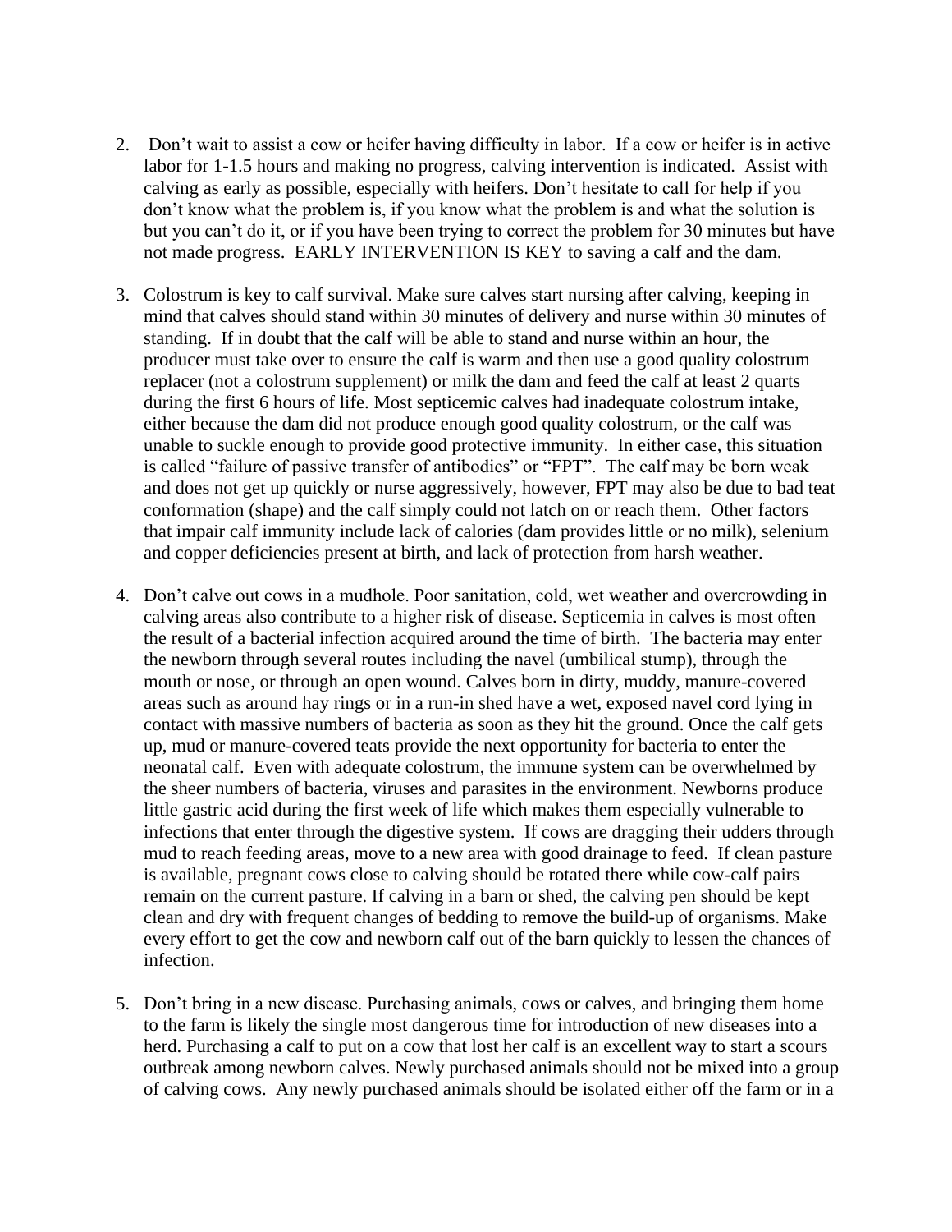2. Don't wait to assist a cow or heifer having difficulty in labor. If a cow or heifer is in active labor for 1-1.5 hours and making no progress, calving intervention is indicated. Assist with calving as early as possible, especially with heifers. Don't hesitate to call for help if you don't know what the problem is, if you know what the problem is and what the solution is but you can't do it, or if you have been trying to correct the problem for 30 minutes but have not made progress. EARLY INTERVENTION IS KEY to saving a calf and the dam.

3. Colostrum is key to calf survival. Make sure calves start nursing after calving, keeping in mind that calves should stand within 30 minutes of delivery and nurse within 30 minutes of standing. If in doubt that the calf will be able to stand and nurse within an hour, the producer must take over to ensure the calf is warm and then use a good quality colostrum replacer (not a colostrum supplement) or milk the dam and feed the calf at least 2 quarts during the first 6 hours of life. Most septicemic calves had inadequate colostrum intake, either because the dam did not produce enough good quality colostrum, or the calf was unable to suckle enough to provide good protective immunity. In either case, this situation is called "failure of passive transfer of antibodies" or "FPT". The calf may be born weak and does not get up quickly or nurse aggressively, however, FPT may also be due to bad teat conformation (shape) and the calf simply could not latch on or reach them. Other factors that impair calf immunity include lack of calories (dam provides little or no milk), selenium and copper deficiencies present at birth, and lack of protection from harsh weather.

4. Don't calve out cows in a mudhole. Poor sanitation, cold, wet weather and overcrowding in calving areas also contribute to a higher risk of disease. Septicemia in calves is most often the result of a bacterial infection acquired around the time of birth. The bacteria may enter the newborn through several routes including the navel (umbilical stump), through the mouth or nose, or through an open wound. Calves born in dirty, muddy, manure-covered areas such as around hay rings or in a run-in shed have a wet, exposed navel cord lying in contact with massive numbers of bacteria as soon as they hit the ground. Once the calf gets up, mud or manure-covered teats provide the next opportunity for bacteria to enter the neonatal calf. Even with adequate colostrum, the immune system can be overwhelmed by the sheer numbers of bacteria, viruses and parasites in the environment. Newborns produce little gastric acid during the first week of life which makes them especially vulnerable to infections that enter through the digestive system. If cows are dragging their udders through mud to reach feeding areas, move to a new area with good drainage to feed. If clean pasture is available, pregnant cows close to calving should be rotated there while cow-calf pairs remain on the current pasture. If calving in a barn or shed, the calving pen should be kept clean and dry with frequent changes of bedding to remove the build-up of organisms. Make every effort to get the cow and newborn calf out of the barn quickly to lessen the chances of infection.

5. Don't bring in a new disease. Purchasing animals, cows or calves, and bringing them home to the farm is likely the single most dangerous time for introduction of new diseases into a herd. Purchasing a calf to put on a cow that lost her calf is an excellent way to start a scours outbreak among newborn calves. Newly purchased animals should not be mixed into a group of calving cows. Any newly purchased animals should be isolated either off the farm or in a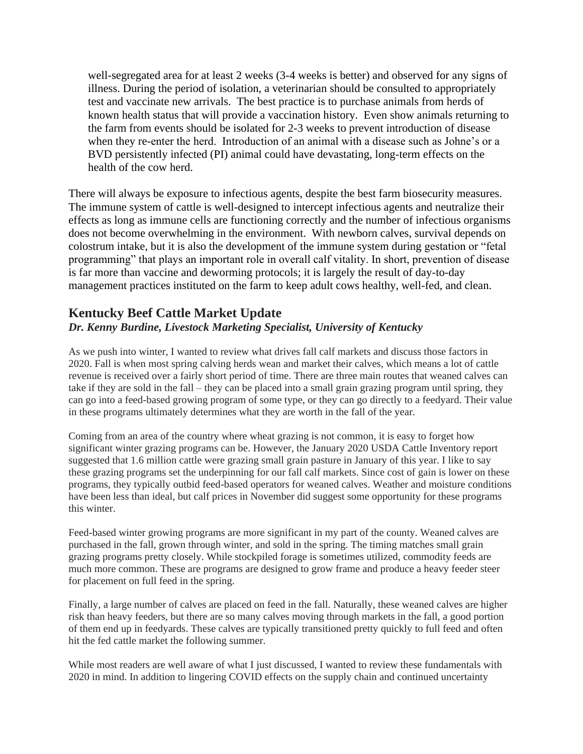well-segregated area for at least 2 weeks (3-4 weeks is better) and observed for any signs of illness. During the period of isolation, a veterinarian should be consulted to appropriately test and vaccinate new arrivals. The best practice is to purchase animals from herds of known health status that will provide a vaccination history. Even show animals returning to the farm from events should be isolated for 2-3 weeks to prevent introduction of disease when they re-enter the herd. Introduction of an animal with a disease such as Johne's or a BVD persistently infected (PI) animal could have devastating, long-term effects on the health of the cow herd.

There will always be exposure to infectious agents, despite the best farm biosecurity measures. The immune system of cattle is well-designed to intercept infectious agents and neutralize their effects as long as immune cells are functioning correctly and the number of infectious organisms does not become overwhelming in the environment. With newborn calves, survival depends on colostrum intake, but it is also the development of the immune system during gestation or "fetal programming" that plays an important role in overall calf vitality. In short, prevention of disease is far more than vaccine and deworming protocols; it is largely the result of day-to-day management practices instituted on the farm to keep adult cows healthy, well-fed, and clean.

## Kentucky Beef Cattle Market Update

***Dr. Kenny Burdine, Livestock Marketing Specialist, University of Kentucky***

As we push into winter, I wanted to review what drives fall calf markets and discuss those factors in 2020. Fall is when most spring calving herds wean and market their calves, which means a lot of cattle revenue is received over a fairly short period of time. There are three main routes that weaned calves can take if they are sold in the fall – they can be placed into a small grain grazing program until spring, they can go into a feed-based growing program of some type, or they can go directly to a feedyard. Their value in these programs ultimately determines what they are worth in the fall of the year.

Coming from an area of the country where wheat grazing is not common, it is easy to forget how significant winter grazing programs can be. However, the January 2020 USDA Cattle Inventory report suggested that 1.6 million cattle were grazing small grain pasture in January of this year. I like to say these grazing programs set the underpinning for our fall calf markets. Since cost of gain is lower on these programs, they typically outbid feed-based operators for weaned calves. Weather and moisture conditions have been less than ideal, but calf prices in November did suggest some opportunity for these programs this winter.

Feed-based winter growing programs are more significant in my part of the county. Weaned calves are purchased in the fall, grown through winter, and sold in the spring. The timing matches small grain grazing programs pretty closely. While stockpiled forage is sometimes utilized, commodity feeds are much more common. These are programs are designed to grow frame and produce a heavy feeder steer for placement on full feed in the spring.

Finally, a large number of calves are placed on feed in the fall. Naturally, these weaned calves are higher risk than heavy feeders, but there are so many calves moving through markets in the fall, a good portion of them end up in feedyards. These calves are typically transitioned pretty quickly to full feed and often hit the fed cattle market the following summer.

While most readers are well aware of what I just discussed, I wanted to review these fundamentals with 2020 in mind. In addition to lingering COVID effects on the supply chain and continued uncertainty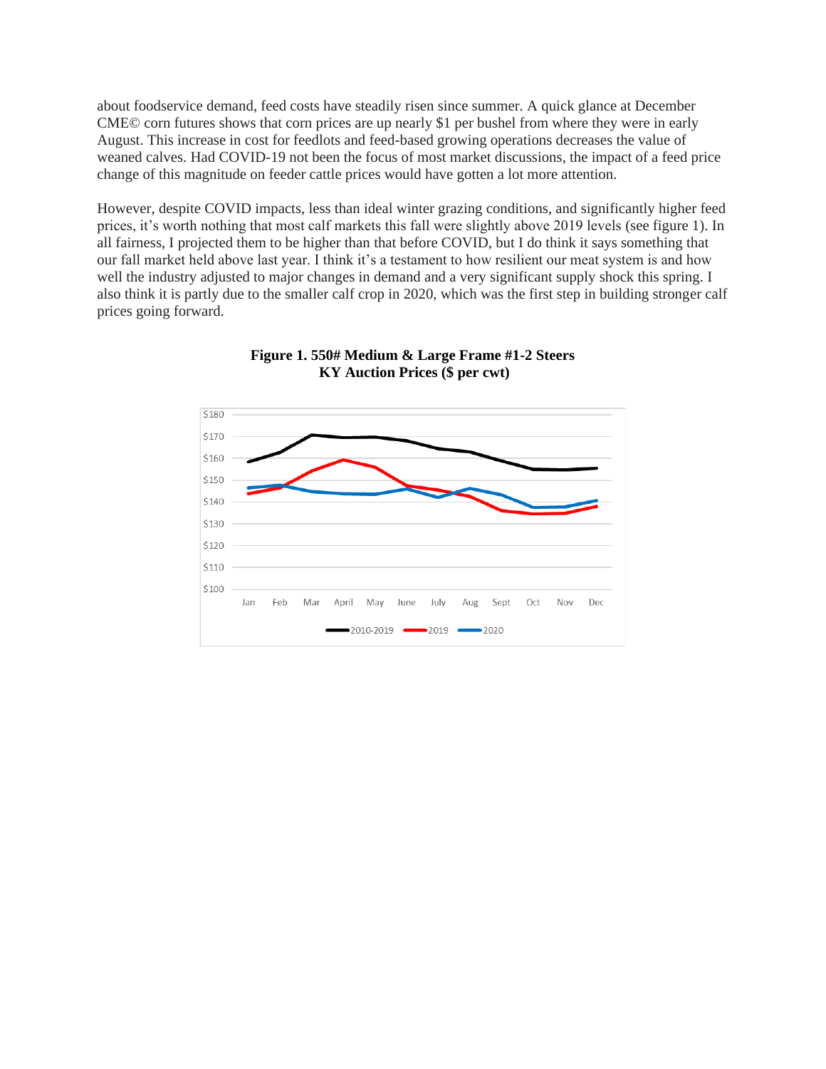about foodservice demand, feed costs have steadily risen since summer. A quick glance at December CME© corn futures shows that corn prices are up nearly $1 per bushel from where they were in early August. This increase in cost for feedlots and feed-based growing operations decreases the value of weaned calves. Had COVID-19 not been the focus of most market discussions, the impact of a feed price change of this magnitude on feeder cattle prices would have gotten a lot more attention.

However, despite COVID impacts, less than ideal winter grazing conditions, and significantly higher feed prices, it's worth nothing that most calf markets this fall were slightly above 2019 levels (see figure 1). In all fairness, I projected them to be higher than that before COVID, but I do think it says something that our fall market held above last year. I think it's a testament to how resilient our meat system is and how well the industry adjusted to major changes in demand and a very significant supply shock this spring. I also think it is partly due to the smaller calf crop in 2020, which was the first step in building stronger calf prices going forward.

**Figure 1. 550# Medium & Large Frame #1-2 Steers**
**KY Auction Prices ($ per cwt)**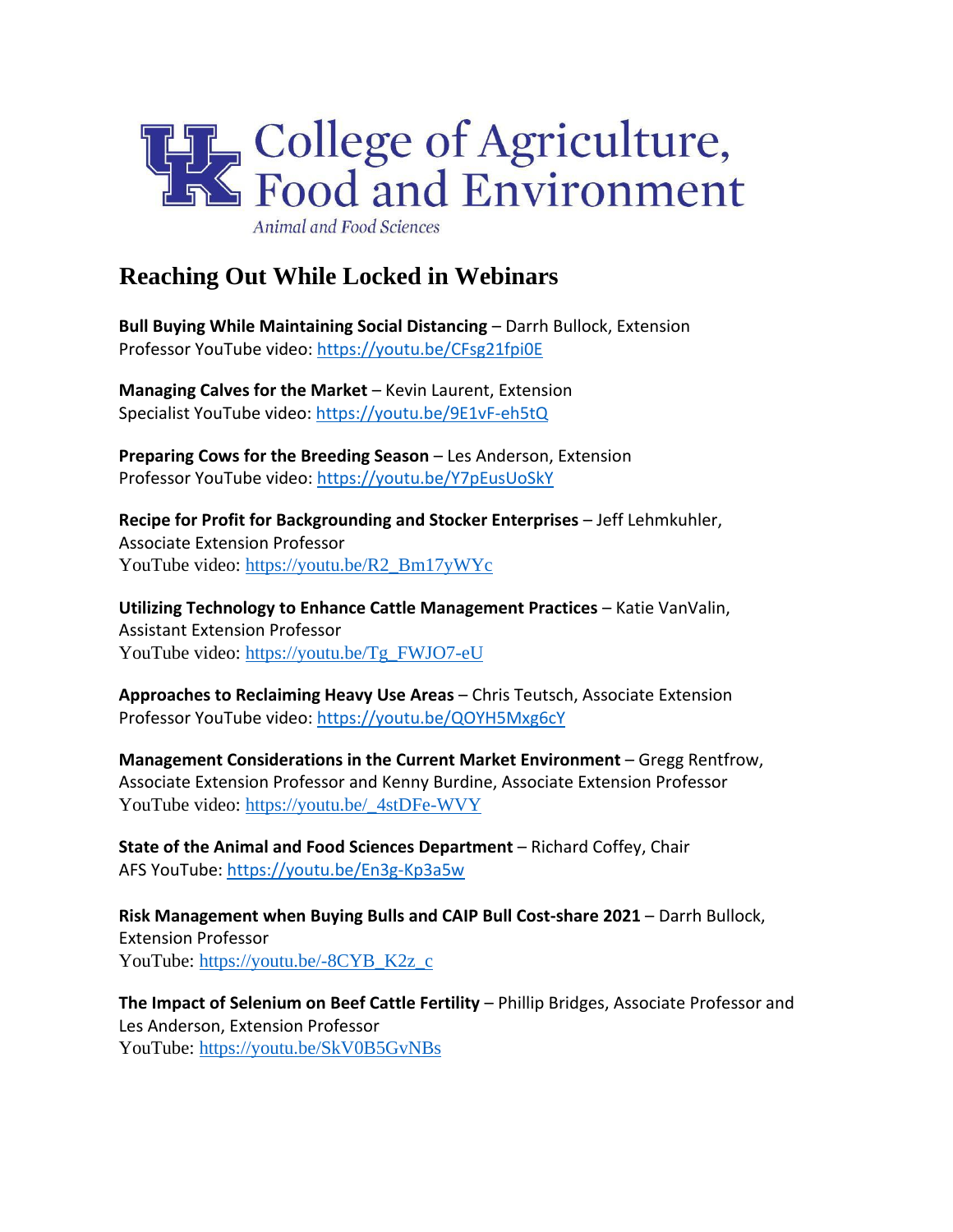College of Agriculture, Food and Environment

*Animal and Food Sciences*

## Reaching Out While Locked in Webinars

**Bull Buying While Maintaining Social Distancing** – Darrh Bullock, Extension Professor YouTube video: https://youtu.be/CFsg21fpi0E

**Managing Calves for the Market** – Kevin Laurent, Extension Specialist YouTube video: https://youtu.be/9E1vF-eh5tQ

**Preparing Cows for the Breeding Season** – Les Anderson, Extension Professor YouTube video: https://youtu.be/Y7pEusUoSkY

**Recipe for Profit for Backgrounding and Stocker Enterprises** – Jeff Lehmkuhler, Associate Extension Professor
YouTube video: https://youtu.be/R2_Bm17yWYc

**Utilizing Technology to Enhance Cattle Management Practices** – Katie VanValin, Assistant Extension Professor
YouTube video: https://youtu.be/Tg_FWJO7-eU

**Approaches to Reclaiming Heavy Use Areas** – Chris Teutsch, Associate Extension Professor YouTube video: https://youtu.be/QOYH5Mxg6cY

**Management Considerations in the Current Market Environment** – Gregg Rentfrow, Associate Extension Professor and Kenny Burdine, Associate Extension Professor
YouTube video: https://youtu.be/_4stDFe-WVY

**State of the Animal and Food Sciences Department** – Richard Coffey, Chair
AFS YouTube: https://youtu.be/En3g-Kp3a5w

**Risk Management when Buying Bulls and CAIP Bull Cost-share 2021** – Darrh Bullock, Extension Professor
YouTube: https://youtu.be/-8CYB_K2z_c

**The Impact of Selenium on Beef Cattle Fertility** – Phillip Bridges, Associate Professor and Les Anderson, Extension Professor
YouTube: https://youtu.be/SkV0B5GvNBs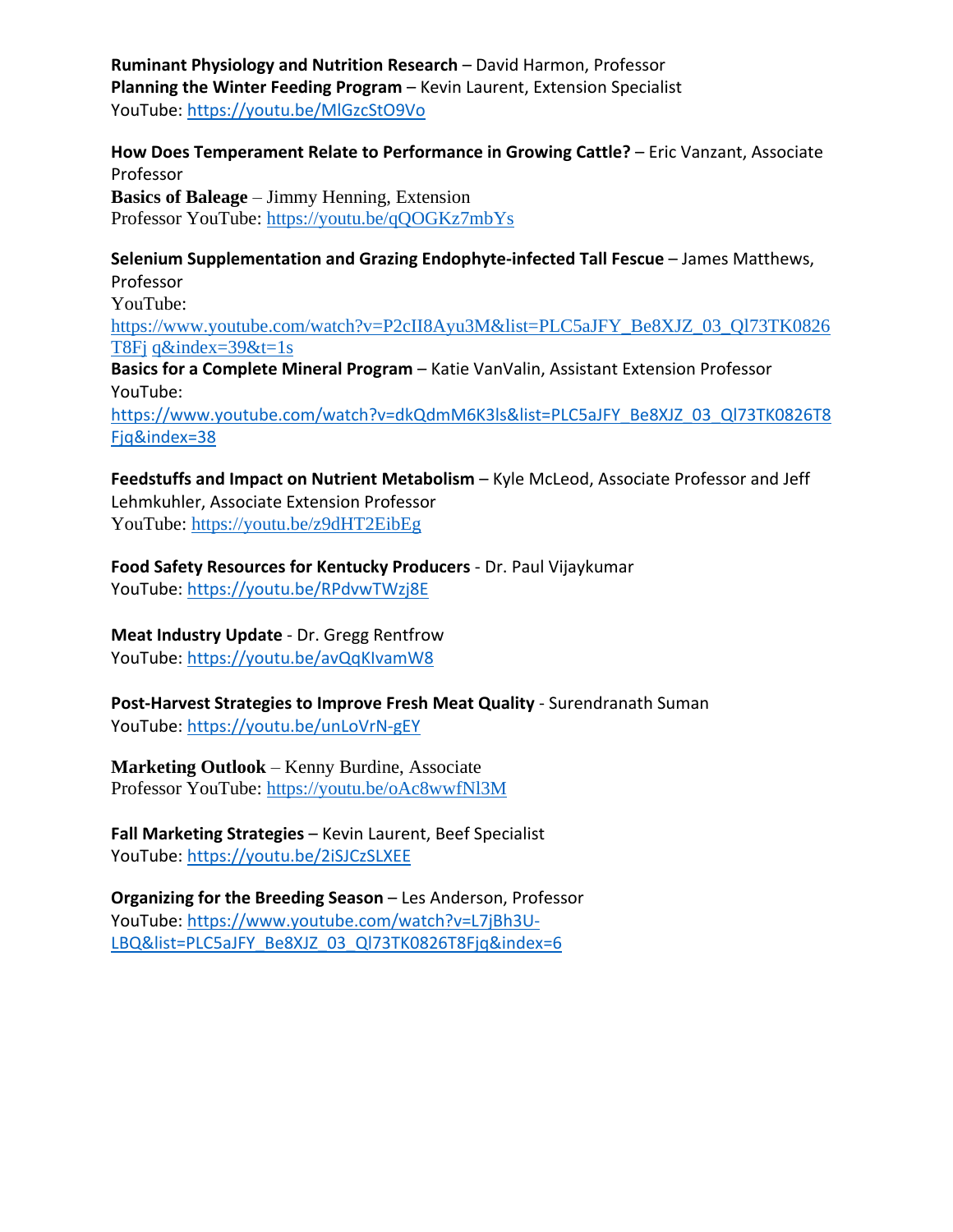**Ruminant Physiology and Nutrition Research** – David Harmon, Professor
**Planning the Winter Feeding Program** – Kevin Laurent, Extension Specialist
YouTube: https://youtu.be/MlGzcStO9Vo

**How Does Temperament Relate to Performance in Growing Cattle?** – Eric Vanzant, Associate Professor
**Basics of Baleage** – Jimmy Henning, Extension Professor YouTube: https://youtu.be/qQOGKz7mbYs

**Selenium Supplementation and Grazing Endophyte-infected Tall Fescue** – James Matthews, Professor
YouTube: https://www.youtube.com/watch?v=P2cII8Ayu3M&list=PLC5aJFY_Be8XJZ_03_Ql73TK0826T8Fj q&index=39&t=1s
**Basics for a Complete Mineral Program** – Katie VanValin, Assistant Extension Professor
YouTube: https://www.youtube.com/watch?v=dkQdmM6K3ls&list=PLC5aJFY_Be8XJZ_03_Ql73TK0826T8Fjq&index=38

**Feedstuffs and Impact on Nutrient Metabolism** – Kyle McLeod, Associate Professor and Jeff Lehmkuhler, Associate Extension Professor
YouTube: https://youtu.be/z9dHT2EibEg

**Food Safety Resources for Kentucky Producers** - Dr. Paul Vijaykumar
YouTube: https://youtu.be/RPdvwTWzj8E

**Meat Industry Update** - Dr. Gregg Rentfrow
YouTube: https://youtu.be/avQqKIvamW8

**Post-Harvest Strategies to Improve Fresh Meat Quality** - Surendranath Suman
YouTube: https://youtu.be/unLoVrN-gEY

**Marketing Outlook** – Kenny Burdine, Associate Professor YouTube: https://youtu.be/oAc8wwfNl3M

**Fall Marketing Strategies** – Kevin Laurent, Beef Specialist
YouTube: https://youtu.be/2iSJCzSLXEE

**Organizing for the Breeding Season** – Les Anderson, Professor
YouTube: https://www.youtube.com/watch?v=L7jBh3U-LBQ&list=PLC5aJFY_Be8XJZ_03_Ql73TK0826T8Fjq&index=6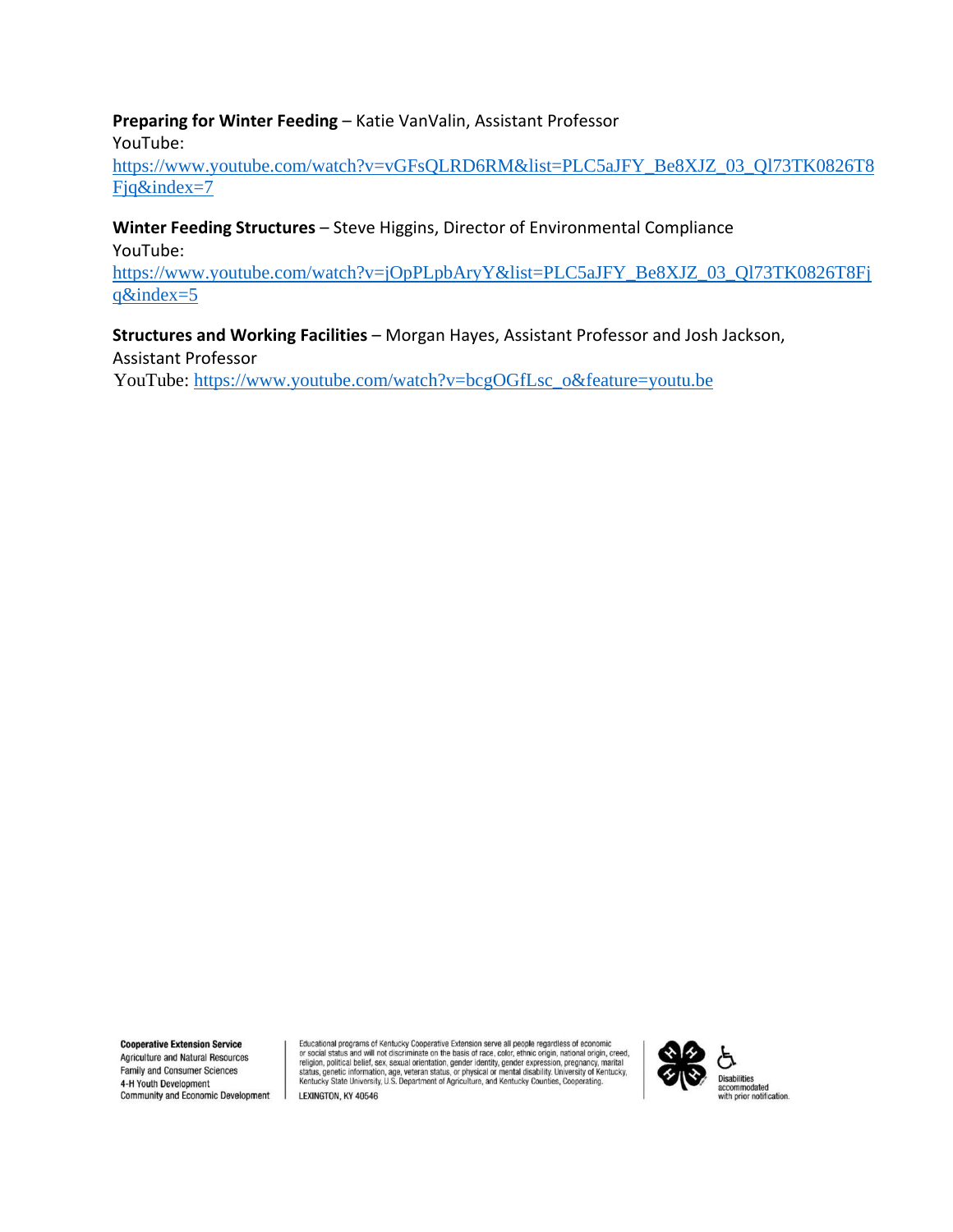**Preparing for Winter Feeding** – Katie VanValin, Assistant Professor
YouTube:
https://www.youtube.com/watch?v=vGFsQLRD6RM&list=PLC5aJFY_Be8XJZ_03_Ql73TK0826T8Fjq&index=7

**Winter Feeding Structures** – Steve Higgins, Director of Environmental Compliance
YouTube:
https://www.youtube.com/watch?v=jOpPLpbAryY&list=PLC5aJFY_Be8XJZ_03_Ql73TK0826T8Fjq&index=5

**Structures and Working Facilities** – Morgan Hayes, Assistant Professor and Josh Jackson, Assistant Professor
YouTube: https://www.youtube.com/watch?v=bcgOGfLsc_o&feature=youtu.be

**Cooperative Extension Service**
Agriculture and Natural Resources
Family and Consumer Sciences
4-H Youth Development
Community and Economic Development

Educational programs of Kentucky Cooperative Extension serve all people regardless of economic or social status and will not discriminate on the basis of race, color, ethnic origin, national origin, creed, religion, political belief, sex, sexual orientation, gender identity, gender expression, pregnancy, marital status, genetic information, age, veteran status, or physical or mental disability. University of Kentucky, Kentucky State University, U.S. Department of Agriculture, and Kentucky Counties, Cooperating.
LEXINGTON, KY 40546

Disabilities accommodated with prior notification.